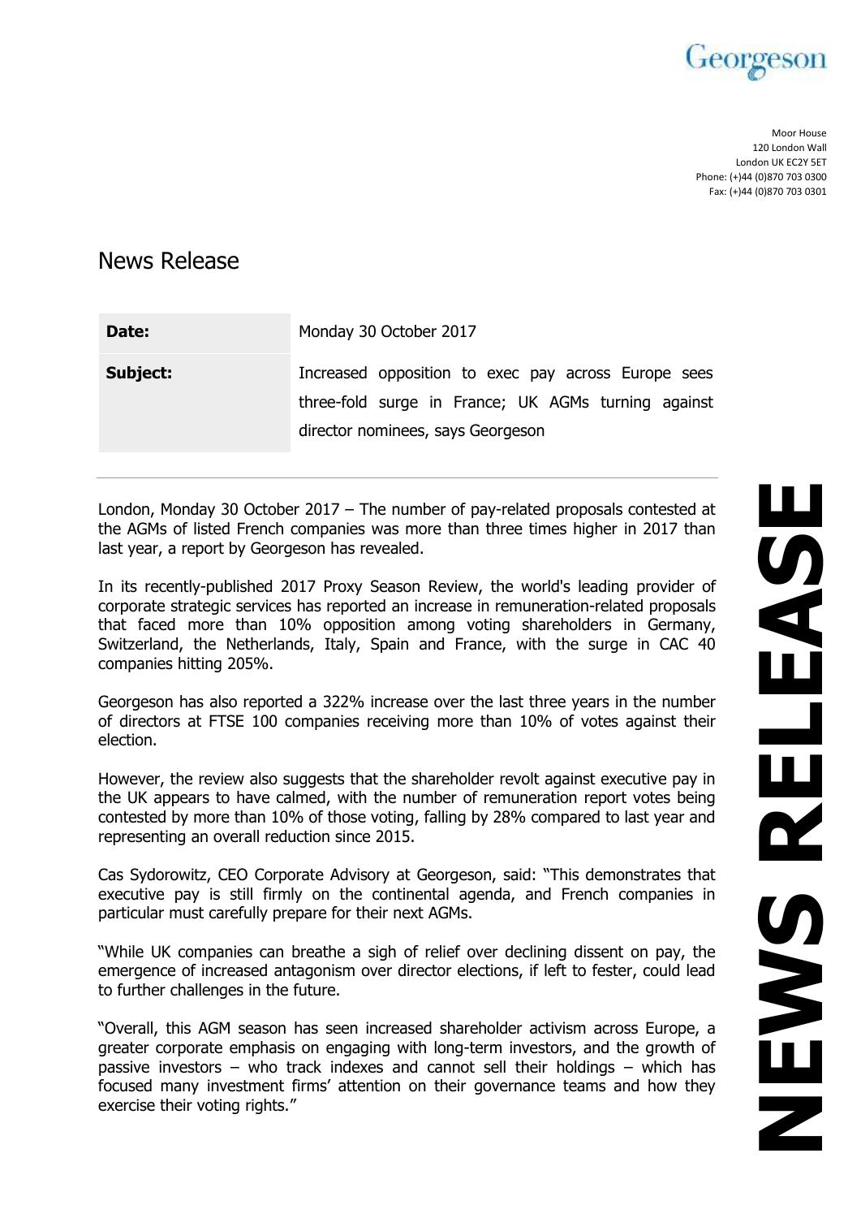Georgeson

Moor House
120 London Wall
London UK EC2Y 5ET
Phone: (+)44 (0)870 703 0300
Fax: (+)44 (0)870 703 0301

# News Release

| **Date:** | Monday 30 October 2017 |
| --- | --- |
| **Subject:** | Increased opposition to exec pay across Europe sees three-fold surge in France; UK AGMs turning against director nominees, says Georgeson |

London, Monday 30 October 2017 – The number of pay-related proposals contested at the AGMs of listed French companies was more than three times higher in 2017 than last year, a report by Georgeson has revealed.

In its recently-published 2017 Proxy Season Review, the world's leading provider of corporate strategic services has reported an increase in remuneration-related proposals that faced more than 10% opposition among voting shareholders in Germany, Switzerland, the Netherlands, Italy, Spain and France, with the surge in CAC 40 companies hitting 205%.

Georgeson has also reported a 322% increase over the last three years in the number of directors at FTSE 100 companies receiving more than 10% of votes against their election.

However, the review also suggests that the shareholder revolt against executive pay in the UK appears to have calmed, with the number of remuneration report votes being contested by more than 10% of those voting, falling by 28% compared to last year and representing an overall reduction since 2015.

Cas Sydorowitz, CEO Corporate Advisory at Georgeson, said: "This demonstrates that executive pay is still firmly on the continental agenda, and French companies in particular must carefully prepare for their next AGMs.

"While UK companies can breathe a sigh of relief over declining dissent on pay, the emergence of increased antagonism over director elections, if left to fester, could lead to further challenges in the future.

"Overall, this AGM season has seen increased shareholder activism across Europe, a greater corporate emphasis on engaging with long-term investors, and the growth of passive investors – who track indexes and cannot sell their holdings – which has focused many investment firms' attention on their governance teams and how they exercise their voting rights."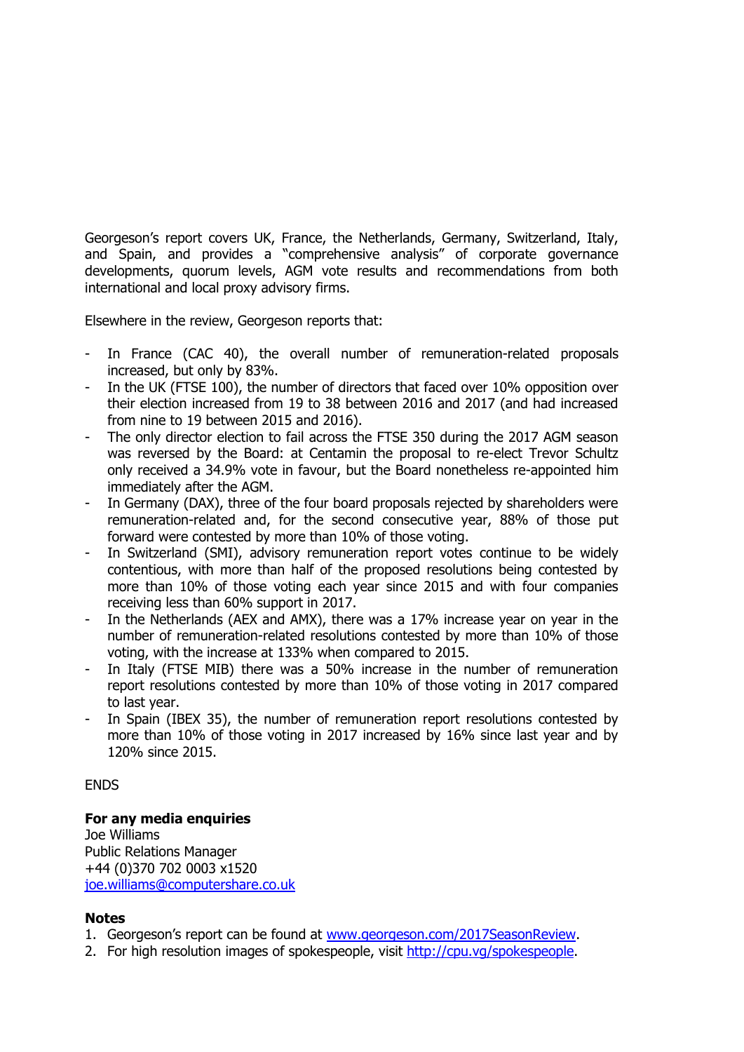Georgeson's report covers UK, France, the Netherlands, Germany, Switzerland, Italy, and Spain, and provides a "comprehensive analysis" of corporate governance developments, quorum levels, AGM vote results and recommendations from both international and local proxy advisory firms.

Elsewhere in the review, Georgeson reports that:

- In France (CAC 40), the overall number of remuneration-related proposals increased, but only by 83%.
- In the UK (FTSE 100), the number of directors that faced over 10% opposition over their election increased from 19 to 38 between 2016 and 2017 (and had increased from nine to 19 between 2015 and 2016).
- The only director election to fail across the FTSE 350 during the 2017 AGM season was reversed by the Board: at Centamin the proposal to re-elect Trevor Schultz only received a 34.9% vote in favour, but the Board nonetheless re-appointed him immediately after the AGM.
- In Germany (DAX), three of the four board proposals rejected by shareholders were remuneration-related and, for the second consecutive year, 88% of those put forward were contested by more than 10% of those voting.
- In Switzerland (SMI), advisory remuneration report votes continue to be widely contentious, with more than half of the proposed resolutions being contested by more than 10% of those voting each year since 2015 and with four companies receiving less than 60% support in 2017.
- In the Netherlands (AEX and AMX), there was a 17% increase year on year in the number of remuneration-related resolutions contested by more than 10% of those voting, with the increase at 133% when compared to 2015.
- In Italy (FTSE MIB) there was a 50% increase in the number of remuneration report resolutions contested by more than 10% of those voting in 2017 compared to last year.
- In Spain (IBEX 35), the number of remuneration report resolutions contested by more than 10% of those voting in 2017 increased by 16% since last year and by 120% since 2015.

ENDS

**For any media enquiries**
Joe Williams
Public Relations Manager
+44 (0)370 702 0003 x1520
joe.williams@computershare.co.uk

**Notes**

1. Georgeson's report can be found at www.georgeson.com/2017SeasonReview.
2. For high resolution images of spokespeople, visit http://cpu.vg/spokespeople.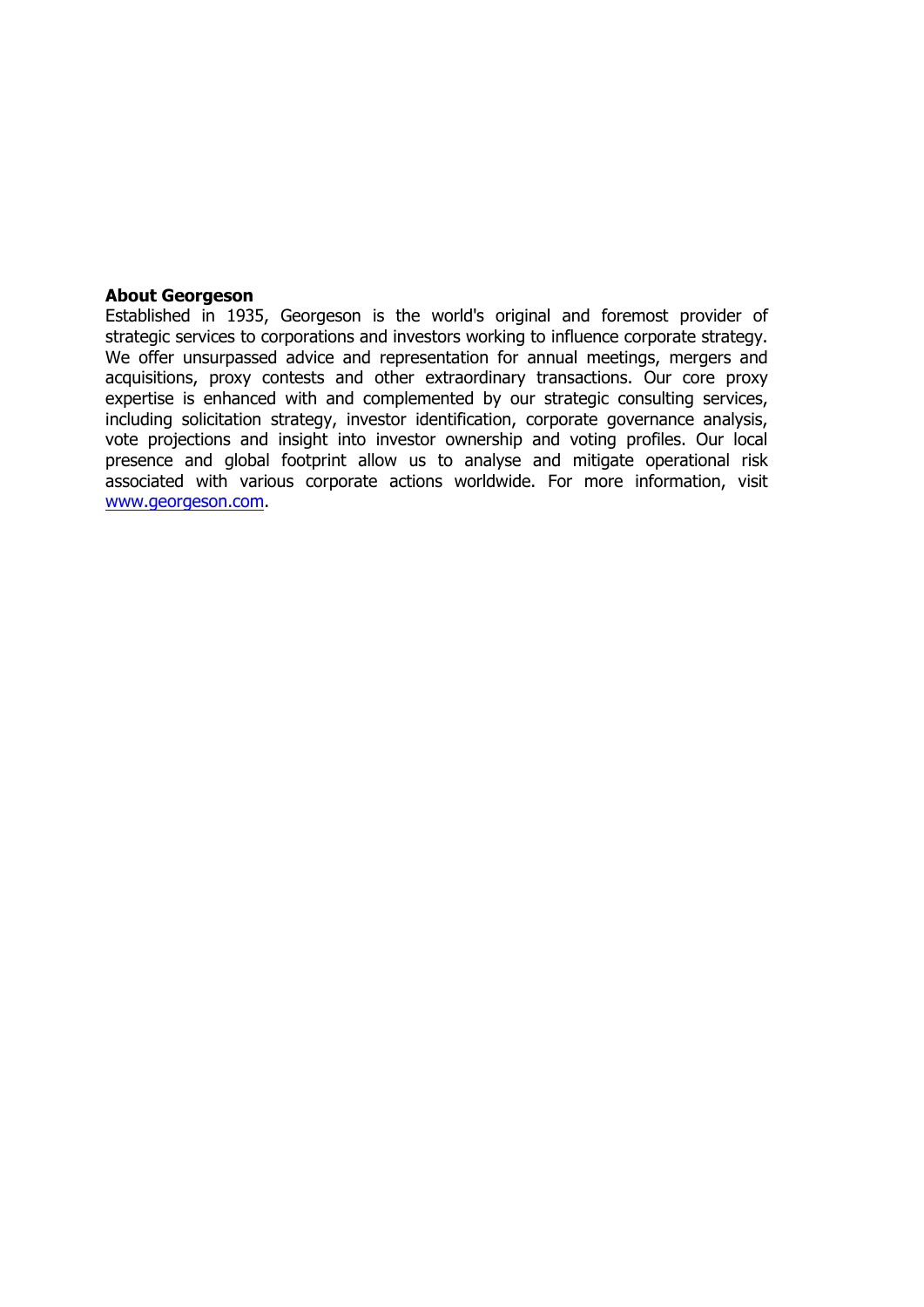**About Georgeson**

Established in 1935, Georgeson is the world's original and foremost provider of strategic services to corporations and investors working to influence corporate strategy. We offer unsurpassed advice and representation for annual meetings, mergers and acquisitions, proxy contests and other extraordinary transactions. Our core proxy expertise is enhanced with and complemented by our strategic consulting services, including solicitation strategy, investor identification, corporate governance analysis, vote projections and insight into investor ownership and voting profiles. Our local presence and global footprint allow us to analyse and mitigate operational risk associated with various corporate actions worldwide. For more information, visit www.georgeson.com.